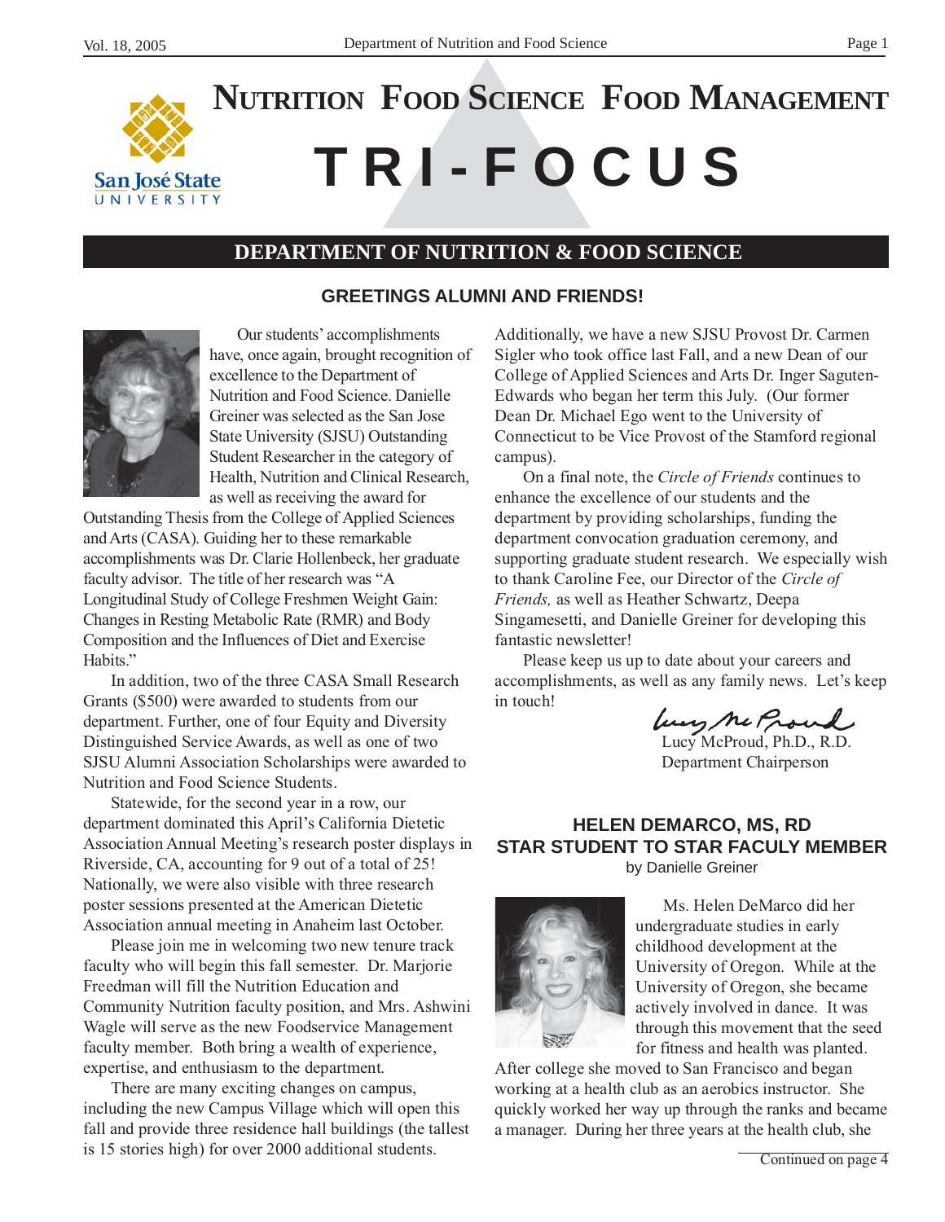# NUTRITION FOOD SCIENCE FOOD MANAGEMENT

# TRI-FOCUS

## DEPARTMENT OF NUTRITION & FOOD SCIENCE

### GREETINGS ALUMNI AND FRIENDS!

Our students' accomplishments have, once again, brought recognition of excellence to the Department of Nutrition and Food Science. Danielle Greiner was selected as the San Jose State University (SJSU) Outstanding Student Researcher in the category of Health, Nutrition and Clinical Research, as well as receiving the award for Outstanding Thesis from the College of Applied Sciences and Arts (CASA). Guiding her to these remarkable accomplishments was Dr. Clarie Hollenbeck, her graduate faculty advisor. The title of her research was "A Longitudinal Study of College Freshmen Weight Gain: Changes in Resting Metabolic Rate (RMR) and Body Composition and the Influences of Diet and Exercise Habits."

In addition, two of the three CASA Small Research Grants ($500) were awarded to students from our department. Further, one of four Equity and Diversity Distinguished Service Awards, as well as one of two SJSU Alumni Association Scholarships were awarded to Nutrition and Food Science Students.

Statewide, for the second year in a row, our department dominated this April's California Dietetic Association Annual Meeting's research poster displays in Riverside, CA, accounting for 9 out of a total of 25! Nationally, we were also visible with three research poster sessions presented at the American Dietetic Association annual meeting in Anaheim last October.

Please join me in welcoming two new tenure track faculty who will begin this fall semester. Dr. Marjorie Freedman will fill the Nutrition Education and Community Nutrition faculty position, and Mrs. Ashwini Wagle will serve as the new Foodservice Management faculty member. Both bring a wealth of experience, expertise, and enthusiasm to the department.

There are many exciting changes on campus, including the new Campus Village which will open this fall and provide three residence hall buildings (the tallest is 15 stories high) for over 2000 additional students. Additionally, we have a new SJSU Provost Dr. Carmen Sigler who took office last Fall, and a new Dean of our College of Applied Sciences and Arts Dr. Inger Saguten-Edwards who began her term this July. (Our former Dean Dr. Michael Ego went to the University of Connecticut to be Vice Provost of the Stamford regional campus).

On a final note, the *Circle of Friends* continues to enhance the excellence of our students and the department by providing scholarships, funding the department convocation graduation ceremony, and supporting graduate student research. We especially wish to thank Caroline Fee, our Director of the *Circle of Friends,* as well as Heather Schwartz, Deepa Singamesetti, and Danielle Greiner for developing this fantastic newsletter!

Please keep us up to date about your careers and accomplishments, as well as any family news. Let's keep in touch!

Lucy McProud, Ph.D., R.D.
Department Chairperson

### HELEN DEMARCO, MS, RD
### STAR STUDENT TO STAR FACULY MEMBER

by Danielle Greiner

Ms. Helen DeMarco did her undergraduate studies in early childhood development at the University of Oregon. While at the University of Oregon, she became actively involved in dance. It was through this movement that the seed for fitness and health was planted. After college she moved to San Francisco and began working at a health club as an aerobics instructor. She quickly worked her way up through the ranks and became a manager. During her three years at the health club, she

Continued on page 4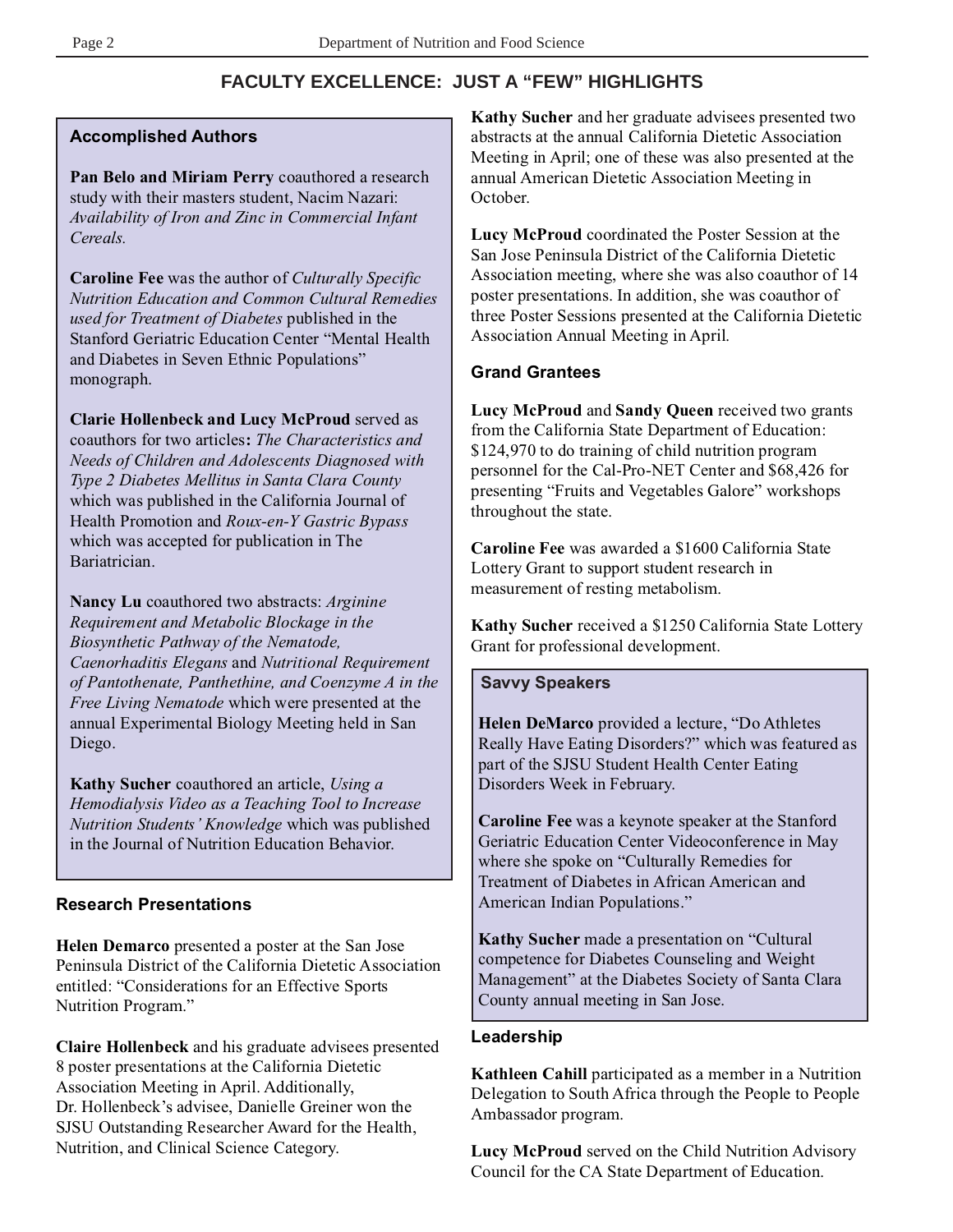## FACULTY EXCELLENCE: JUST A "FEW" HIGHLIGHTS

### Accomplished Authors

**Pan Belo and Miriam Perry** coauthored a research study with their masters student, Nacim Nazari: *Availability of Iron and Zinc in Commercial Infant Cereals.*

**Caroline Fee** was the author of *Culturally Specific Nutrition Education and Common Cultural Remedies used for Treatment of Diabetes* published in the Stanford Geriatric Education Center "Mental Health and Diabetes in Seven Ethnic Populations" monograph.

**Clarie Hollenbeck and Lucy McProud** served as coauthors for two articles**:** *The Characteristics and Needs of Children and Adolescents Diagnosed with Type 2 Diabetes Mellitus in Santa Clara County* which was published in the California Journal of Health Promotion and *Roux-en-Y Gastric Bypass* which was accepted for publication in The Bariatrician.

**Nancy Lu** coauthored two abstracts: *Arginine Requirement and Metabolic Blockage in the Biosynthetic Pathway of the Nematode, Caenorhaditis Elegans* and *Nutritional Requirement of Pantothenate, Panthethine, and Coenzyme A in the Free Living Nematode* which were presented at the annual Experimental Biology Meeting held in San Diego.

**Kathy Sucher** coauthored an article, *Using a Hemodialysis Video as a Teaching Tool to Increase Nutrition Students' Knowledge* which was published in the Journal of Nutrition Education Behavior.

### Research Presentations

**Helen Demarco** presented a poster at the San Jose Peninsula District of the California Dietetic Association entitled: "Considerations for an Effective Sports Nutrition Program."

**Claire Hollenbeck** and his graduate advisees presented 8 poster presentations at the California Dietetic Association Meeting in April. Additionally, Dr. Hollenbeck's advisee, Danielle Greiner won the SJSU Outstanding Researcher Award for the Health, Nutrition, and Clinical Science Category.

**Kathy Sucher** and her graduate advisees presented two abstracts at the annual California Dietetic Association Meeting in April; one of these was also presented at the annual American Dietetic Association Meeting in October.

**Lucy McProud** coordinated the Poster Session at the San Jose Peninsula District of the California Dietetic Association meeting, where she was also coauthor of 14 poster presentations. In addition, she was coauthor of three Poster Sessions presented at the California Dietetic Association Annual Meeting in April.

### Grand Grantees

**Lucy McProud** and **Sandy Queen** received two grants from the California State Department of Education: $124,970 to do training of child nutrition program personnel for the Cal-Pro-NET Center and $68,426 for presenting "Fruits and Vegetables Galore" workshops throughout the state.

**Caroline Fee** was awarded a $1600 California State Lottery Grant to support student research in measurement of resting metabolism.

**Kathy Sucher** received a $1250 California State Lottery Grant for professional development.

### Savvy Speakers

**Helen DeMarco** provided a lecture, "Do Athletes Really Have Eating Disorders?" which was featured as part of the SJSU Student Health Center Eating Disorders Week in February.

**Caroline Fee** was a keynote speaker at the Stanford Geriatric Education Center Videoconference in May where she spoke on "Culturally Remedies for Treatment of Diabetes in African American and American Indian Populations."

**Kathy Sucher** made a presentation on "Cultural competence for Diabetes Counseling and Weight Management" at the Diabetes Society of Santa Clara County annual meeting in San Jose.

### Leadership

**Kathleen Cahill** participated as a member in a Nutrition Delegation to South Africa through the People to People Ambassador program.

**Lucy McProud** served on the Child Nutrition Advisory Council for the CA State Department of Education.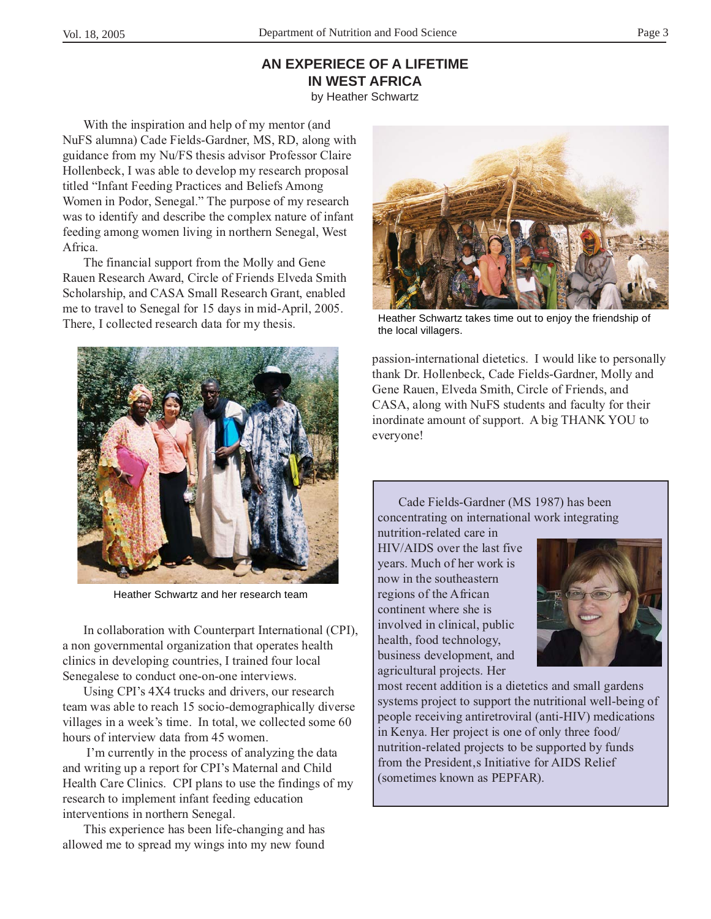## AN EXPERIECE OF A LIFETIME IN WEST AFRICA

by Heather Schwartz

With the inspiration and help of my mentor (and NuFS alumna) Cade Fields-Gardner, MS, RD, along with guidance from my Nu/FS thesis advisor Professor Claire Hollenbeck, I was able to develop my research proposal titled "Infant Feeding Practices and Beliefs Among Women in Podor, Senegal." The purpose of my research was to identify and describe the complex nature of infant feeding among women living in northern Senegal, West Africa.

The financial support from the Molly and Gene Rauen Research Award, Circle of Friends Elveda Smith Scholarship, and CASA Small Research Grant, enabled me to travel to Senegal for 15 days in mid-April, 2005. There, I collected research data for my thesis.

Heather Schwartz and her research team

In collaboration with Counterpart International (CPI), a non governmental organization that operates health clinics in developing countries, I trained four local Senegalese to conduct one-on-one interviews.

Using CPI's 4X4 trucks and drivers, our research team was able to reach 15 socio-demographically diverse villages in a week's time. In total, we collected some 60 hours of interview data from 45 women.

I'm currently in the process of analyzing the data and writing up a report for CPI's Maternal and Child Health Care Clinics. CPI plans to use the findings of my research to implement infant feeding education interventions in northern Senegal.

This experience has been life-changing and has allowed me to spread my wings into my new found passion-international dietetics. I would like to personally thank Dr. Hollenbeck, Cade Fields-Gardner, Molly and Gene Rauen, Elveda Smith, Circle of Friends, and CASA, along with NuFS students and faculty for their inordinate amount of support. A big THANK YOU to everyone!

Heather Schwartz takes time out to enjoy the friendship of the local villagers.

---

Cade Fields-Gardner (MS 1987) has been concentrating on international work integrating nutrition-related care in HIV/AIDS over the last five years. Much of her work is now in the southeastern regions of the African continent where she is involved in clinical, public health, food technology, business development, and agricultural projects. Her most recent addition is a dietetics and small gardens systems project to support the nutritional well-being of people receiving antiretroviral (anti-HIV) medications in Kenya. Her project is one of only three food/ nutrition-related projects to be supported by funds from the President,s Initiative for AIDS Relief (sometimes known as PEPFAR).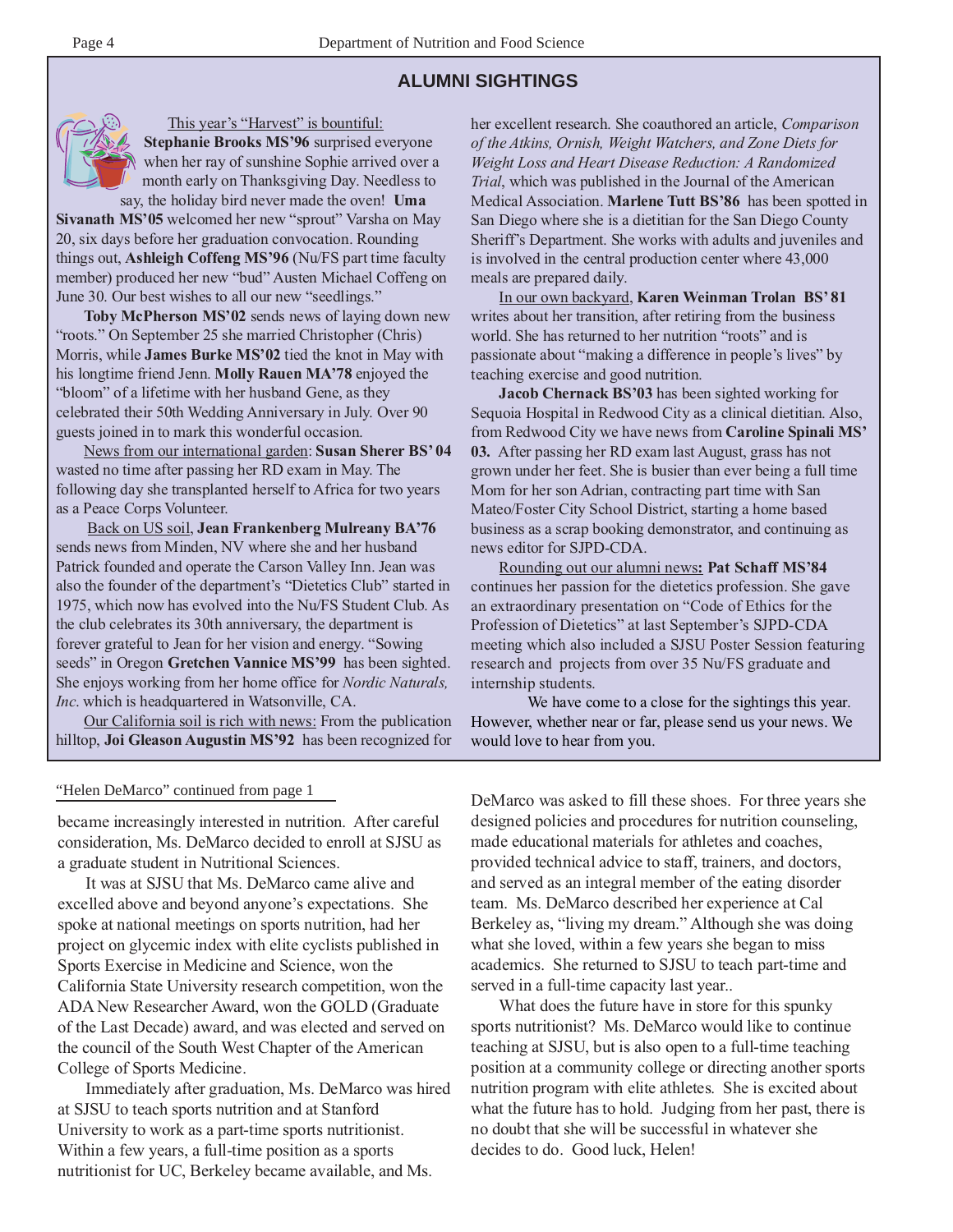## ALUMNI SIGHTINGS

This year's "Harvest" is bountiful: **Stephanie Brooks MS'96** surprised everyone when her ray of sunshine Sophie arrived over a month early on Thanksgiving Day. Needless to say, the holiday bird never made the oven! **Uma Sivanath MS'05** welcomed her new "sprout" Varsha on May 20, six days before her graduation convocation. Rounding things out, **Ashleigh Coffeng MS'96** (Nu/FS part time faculty member) produced her new "bud" Austen Michael Coffeng on June 30. Our best wishes to all our new "seedlings."

**Toby McPherson MS'02** sends news of laying down new "roots." On September 25 she married Christopher (Chris) Morris, while **James Burke MS'02** tied the knot in May with his longtime friend Jenn. **Molly Rauen MA'78** enjoyed the "bloom" of a lifetime with her husband Gene, as they celebrated their 50th Wedding Anniversary in July. Over 90 guests joined in to mark this wonderful occasion.

News from our international garden: **Susan Sherer BS' 04** wasted no time after passing her RD exam in May. The following day she transplanted herself to Africa for two years as a Peace Corps Volunteer.

Back on US soil, **Jean Frankenberg Mulreany BA'76** sends news from Minden, NV where she and her husband Patrick founded and operate the Carson Valley Inn. Jean was also the founder of the department's "Dietetics Club" started in 1975, which now has evolved into the Nu/FS Student Club. As the club celebrates its 30th anniversary, the department is forever grateful to Jean for her vision and energy. "Sowing seeds" in Oregon **Gretchen Vannice MS'99** has been sighted. She enjoys working from her home office for *Nordic Naturals, Inc*. which is headquartered in Watsonville, CA.

Our California soil is rich with news: From the publication hilltop, **Joi Gleason Augustin MS'92** has been recognized for her excellent research. She coauthored an article, *Comparison of the Atkins, Ornish, Weight Watchers, and Zone Diets for Weight Loss and Heart Disease Reduction: A Randomized Trial*, which was published in the Journal of the American Medical Association. **Marlene Tutt BS'86** has been spotted in San Diego where she is a dietitian for the San Diego County Sheriff's Department. She works with adults and juveniles and is involved in the central production center where 43,000 meals are prepared daily.

In our own backyard, **Karen Weinman Trolan BS' 81** writes about her transition, after retiring from the business world. She has returned to her nutrition "roots" and is passionate about "making a difference in people's lives" by teaching exercise and good nutrition.

**Jacob Chernack BS'03** has been sighted working for Sequoia Hospital in Redwood City as a clinical dietitian. Also, from Redwood City we have news from **Caroline Spinali MS' 03.** After passing her RD exam last August, grass has not grown under her feet. She is busier than ever being a full time Mom for her son Adrian, contracting part time with San Mateo/Foster City School District, starting a home based business as a scrap booking demonstrator, and continuing as news editor for SJPD-CDA.

Rounding out our alumni news**: Pat Schaff MS'84** continues her passion for the dietetics profession. She gave an extraordinary presentation on "Code of Ethics for the Profession of Dietetics" at last September's SJPD-CDA meeting which also included a SJSU Poster Session featuring research and projects from over 35 Nu/FS graduate and internship students.

We have come to a close for the sightings this year. However, whether near or far, please send us your news. We would love to hear from you.

---

"Helen DeMarco" continued from page 1

became increasingly interested in nutrition. After careful consideration, Ms. DeMarco decided to enroll at SJSU as a graduate student in Nutritional Sciences.

It was at SJSU that Ms. DeMarco came alive and excelled above and beyond anyone's expectations. She spoke at national meetings on sports nutrition, had her project on glycemic index with elite cyclists published in Sports Exercise in Medicine and Science, won the California State University research competition, won the ADA New Researcher Award, won the GOLD (Graduate of the Last Decade) award, and was elected and served on the council of the South West Chapter of the American College of Sports Medicine.

Immediately after graduation, Ms. DeMarco was hired at SJSU to teach sports nutrition and at Stanford University to work as a part-time sports nutritionist. Within a few years, a full-time position as a sports nutritionist for UC, Berkeley became available, and Ms. DeMarco was asked to fill these shoes. For three years she designed policies and procedures for nutrition counseling, made educational materials for athletes and coaches, provided technical advice to staff, trainers, and doctors, and served as an integral member of the eating disorder team. Ms. DeMarco described her experience at Cal Berkeley as, "living my dream." Although she was doing what she loved, within a few years she began to miss academics. She returned to SJSU to teach part-time and served in a full-time capacity last year..

What does the future have in store for this spunky sports nutritionist? Ms. DeMarco would like to continue teaching at SJSU, but is also open to a full-time teaching position at a community college or directing another sports nutrition program with elite athletes. She is excited about what the future has to hold. Judging from her past, there is no doubt that she will be successful in whatever she decides to do. Good luck, Helen!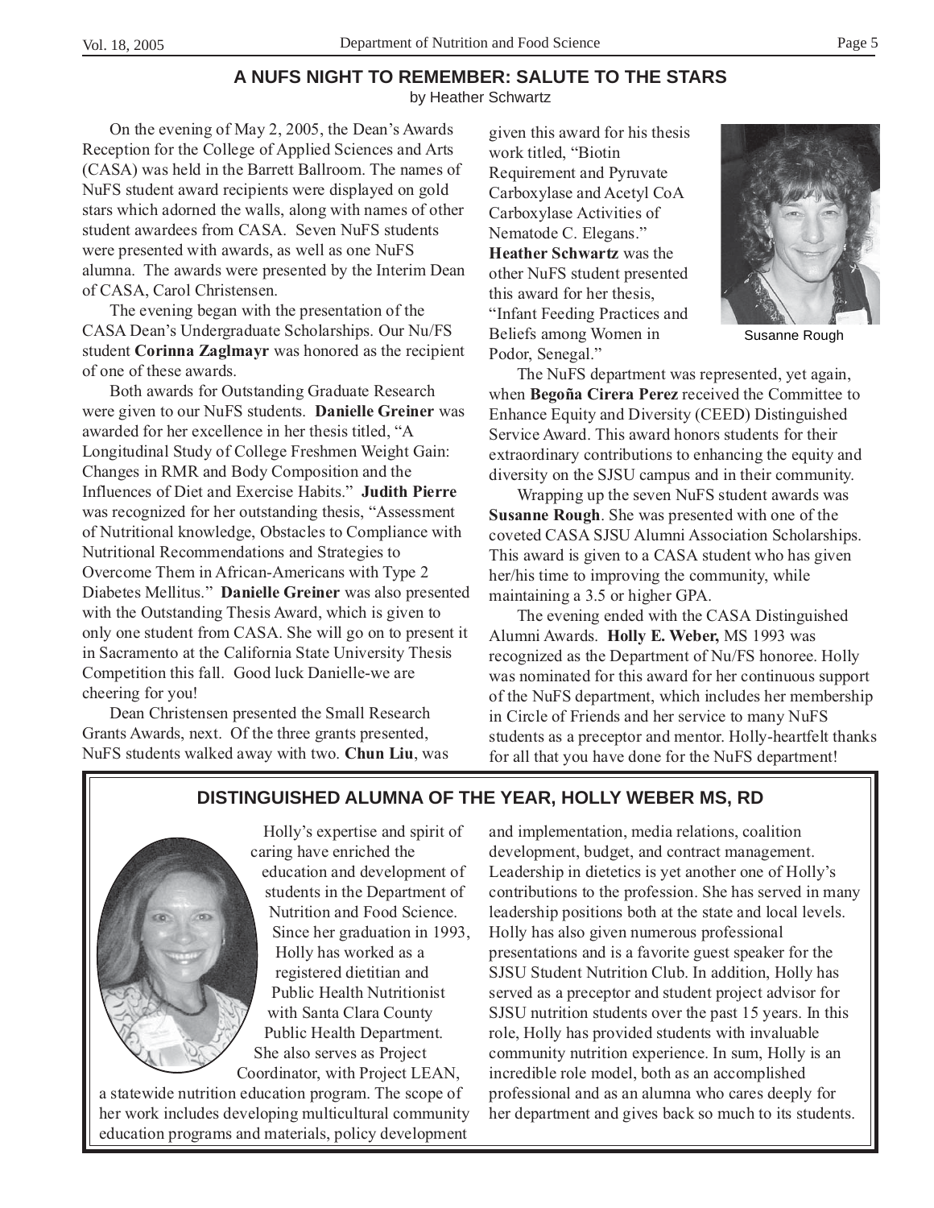## A NUFS NIGHT TO REMEMBER: SALUTE TO THE STARS

by Heather Schwartz

On the evening of May 2, 2005, the Dean's Awards Reception for the College of Applied Sciences and Arts (CASA) was held in the Barrett Ballroom. The names of NuFS student award recipients were displayed on gold stars which adorned the walls, along with names of other student awardees from CASA. Seven NuFS students were presented with awards, as well as one NuFS alumna. The awards were presented by the Interim Dean of CASA, Carol Christensen.

The evening began with the presentation of the CASA Dean's Undergraduate Scholarships. Our Nu/FS student **Corinna Zaglmayr** was honored as the recipient of one of these awards.

Both awards for Outstanding Graduate Research were given to our NuFS students. **Danielle Greiner** was awarded for her excellence in her thesis titled, "A Longitudinal Study of College Freshmen Weight Gain: Changes in RMR and Body Composition and the Influences of Diet and Exercise Habits." **Judith Pierre** was recognized for her outstanding thesis, "Assessment of Nutritional knowledge, Obstacles to Compliance with Nutritional Recommendations and Strategies to Overcome Them in African-Americans with Type 2 Diabetes Mellitus." **Danielle Greiner** was also presented with the Outstanding Thesis Award, which is given to only one student from CASA. She will go on to present it in Sacramento at the California State University Thesis Competition this fall. Good luck Danielle-we are cheering for you!

Dean Christensen presented the Small Research Grants Awards, next. Of the three grants presented, NuFS students walked away with two. **Chun Liu**, was given this award for his thesis work titled, "Biotin Requirement and Pyruvate Carboxylase and Acetyl CoA Carboxylase Activities of Nematode C. Elegans." **Heather Schwartz** was the other NuFS student presented this award for her thesis, "Infant Feeding Practices and Beliefs among Women in Podor, Senegal."

Susanne Rough

The NuFS department was represented, yet again, when **Begoña Cirera Perez** received the Committee to Enhance Equity and Diversity (CEED) Distinguished Service Award. This award honors students for their extraordinary contributions to enhancing the equity and diversity on the SJSU campus and in their community.

Wrapping up the seven NuFS student awards was **Susanne Rough**. She was presented with one of the coveted CASA SJSU Alumni Association Scholarships. This award is given to a CASA student who has given her/his time to improving the community, while maintaining a 3.5 or higher GPA.

The evening ended with the CASA Distinguished Alumni Awards. **Holly E. Weber,** MS 1993 was recognized as the Department of Nu/FS honoree. Holly was nominated for this award for her continuous support of the NuFS department, which includes her membership in Circle of Friends and her service to many NuFS students as a preceptor and mentor. Holly-heartfelt thanks for all that you have done for the NuFS department!

## DISTINGUISHED ALUMNA OF THE YEAR, HOLLY WEBER MS, RD

Holly's expertise and spirit of caring have enriched the education and development of students in the Department of Nutrition and Food Science. Since her graduation in 1993, Holly has worked as a registered dietitian and Public Health Nutritionist with Santa Clara County Public Health Department. She also serves as Project Coordinator, with Project LEAN, a statewide nutrition education program. The scope of her work includes developing multicultural community education programs and materials, policy development and implementation, media relations, coalition development, budget, and contract management. Leadership in dietetics is yet another one of Holly's contributions to the profession. She has served in many leadership positions both at the state and local levels. Holly has also given numerous professional presentations and is a favorite guest speaker for the SJSU Student Nutrition Club. In addition, Holly has served as a preceptor and student project advisor for SJSU nutrition students over the past 15 years. In this role, Holly has provided students with invaluable community nutrition experience. In sum, Holly is an incredible role model, both as an accomplished professional and as an alumna who cares deeply for her department and gives back so much to its students.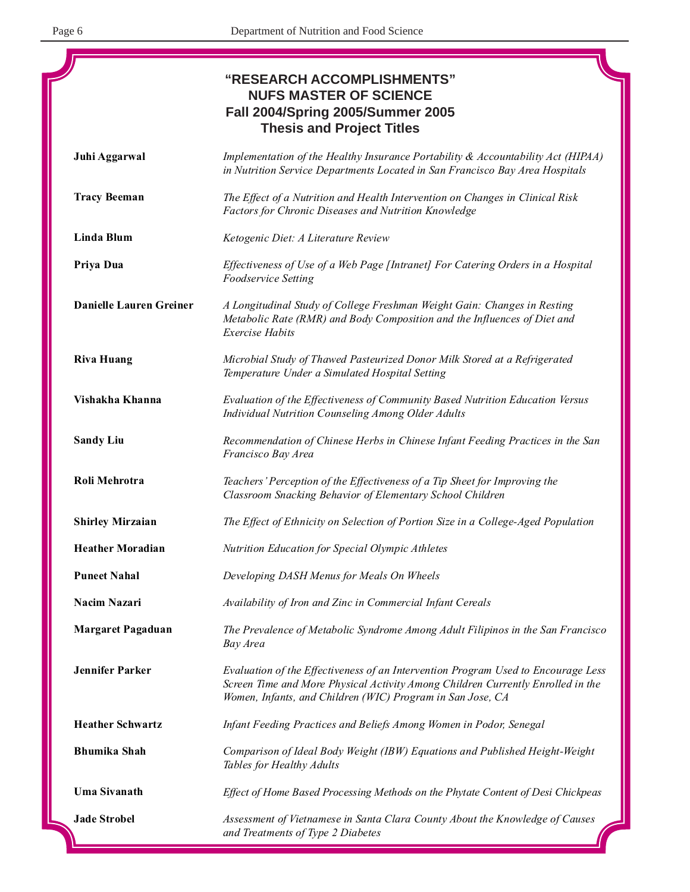## "RESEARCH ACCOMPLISHMENTS"
## NUFS MASTER OF SCIENCE
## Fall 2004/Spring 2005/Summer 2005
## Thesis and Project Titles

**Juhi Aggarwal** — *Implementation of the Healthy Insurance Portability & Accountability Act (HIPAA) in Nutrition Service Departments Located in San Francisco Bay Area Hospitals*

**Tracy Beeman** — *The Effect of a Nutrition and Health Intervention on Changes in Clinical Risk Factors for Chronic Diseases and Nutrition Knowledge*

**Linda Blum** — *Ketogenic Diet: A Literature Review*

**Priya Dua** — *Effectiveness of Use of a Web Page [Intranet] For Catering Orders in a Hospital Foodservice Setting*

**Danielle Lauren Greiner** — *A Longitudinal Study of College Freshman Weight Gain: Changes in Resting Metabolic Rate (RMR) and Body Composition and the Influences of Diet and Exercise Habits*

**Riva Huang** — *Microbial Study of Thawed Pasteurized Donor Milk Stored at a Refrigerated Temperature Under a Simulated Hospital Setting*

**Vishakha Khanna** — *Evaluation of the Effectiveness of Community Based Nutrition Education Versus Individual Nutrition Counseling Among Older Adults*

**Sandy Liu** — *Recommendation of Chinese Herbs in Chinese Infant Feeding Practices in the San Francisco Bay Area*

**Roli Mehrotra** — *Teachers' Perception of the Effectiveness of a Tip Sheet for Improving the Classroom Snacking Behavior of Elementary School Children*

**Shirley Mirzaian** — *The Effect of Ethnicity on Selection of Portion Size in a College-Aged Population*

**Heather Moradian** — *Nutrition Education for Special Olympic Athletes*

**Puneet Nahal** — *Developing DASH Menus for Meals On Wheels*

**Nacim Nazari** — *Availability of Iron and Zinc in Commercial Infant Cereals*

**Margaret Pagaduan** — *The Prevalence of Metabolic Syndrome Among Adult Filipinos in the San Francisco Bay Area*

**Jennifer Parker** — *Evaluation of the Effectiveness of an Intervention Program Used to Encourage Less Screen Time and More Physical Activity Among Children Currently Enrolled in the Women, Infants, and Children (WIC) Program in San Jose, CA*

**Heather Schwartz** — *Infant Feeding Practices and Beliefs Among Women in Podor, Senegal*

**Bhumika Shah** — *Comparison of Ideal Body Weight (IBW) Equations and Published Height-Weight Tables for Healthy Adults*

**Uma Sivanath** — *Effect of Home Based Processing Methods on the Phytate Content of Desi Chickpeas*

**Jade Strobel** — *Assessment of Vietnamese in Santa Clara County About the Knowledge of Causes and Treatments of Type 2 Diabetes*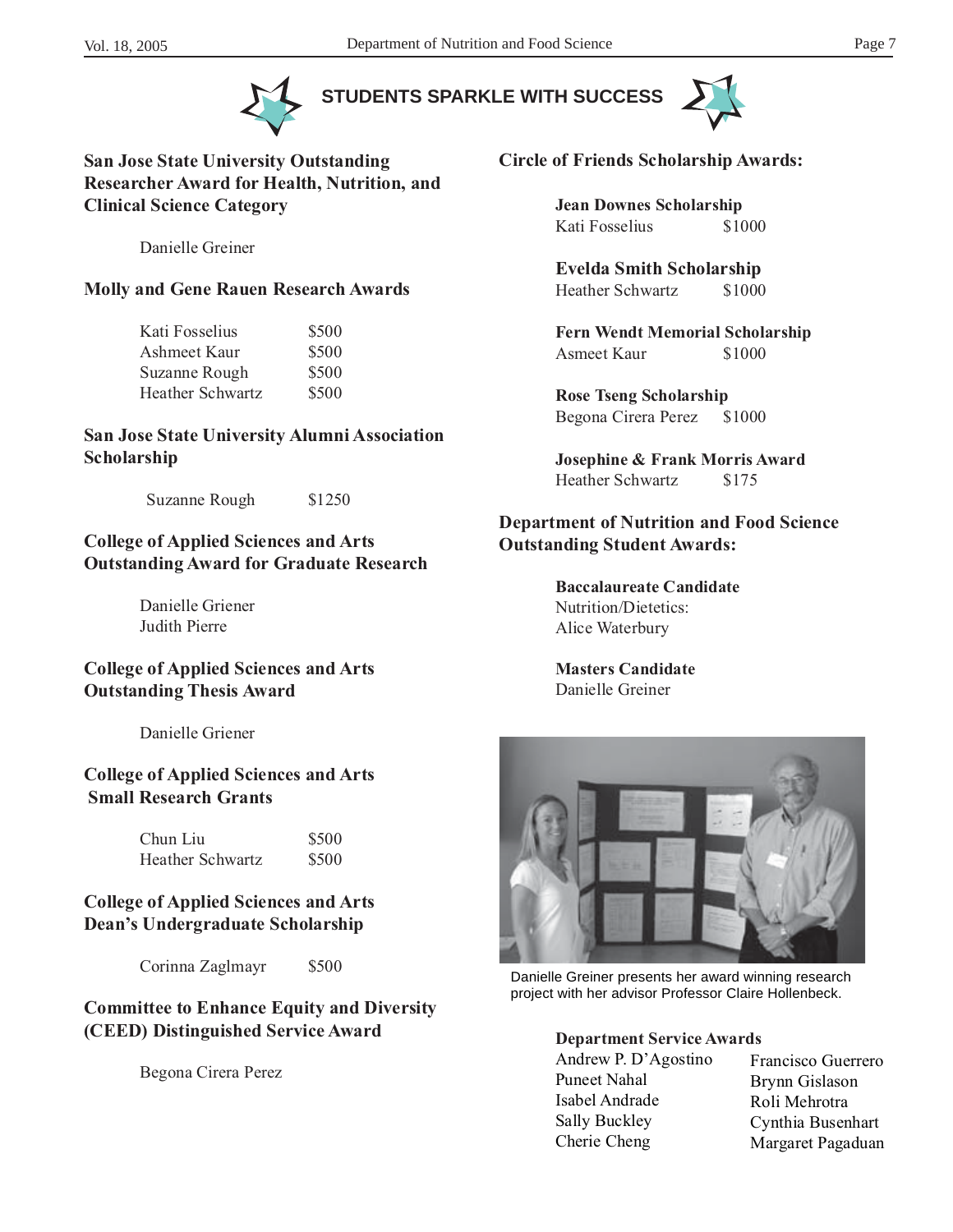# STUDENTS SPARKLE WITH SUCCESS

## San Jose State University Outstanding Researcher Award for Health, Nutrition, and Clinical Science Category

Danielle Greiner

## Molly and Gene Rauen Research Awards

| | |
|---|---|
| Kati Fosselius | $500 |
| Ashmeet Kaur | $500 |
| Suzanne Rough | $500 |
| Heather Schwartz | $500 |

## San Jose State University Alumni Association Scholarship

Suzanne Rough $1250

## College of Applied Sciences and Arts Outstanding Award for Graduate Research

Danielle Griener
Judith Pierre

## College of Applied Sciences and Arts Outstanding Thesis Award

Danielle Griener

## College of Applied Sciences and Arts Small Research Grants

| | |
|---|---|
| Chun Liu | $500 |
| Heather Schwartz | $500 |

## College of Applied Sciences and Arts Dean's Undergraduate Scholarship

Corinna Zaglmayr $500

## Committee to Enhance Equity and Diversity (CEED) Distinguished Service Award

Begona Cirera Perez

## Circle of Friends Scholarship Awards:

**Jean Downes Scholarship**
Kati Fosselius $1000

**Evelda Smith Scholarship**
Heather Schwartz $1000

**Fern Wendt Memorial Scholarship**
Asmeet Kaur $1000

**Rose Tseng Scholarship**
Begona Cirera Perez $1000

**Josephine & Frank Morris Award**
Heather Schwartz $175

## Department of Nutrition and Food Science Outstanding Student Awards:

**Baccalaureate Candidate**
Nutrition/Dietetics:
Alice Waterbury

**Masters Candidate**
Danielle Greiner

Danielle Greiner presents her award winning research project with her advisor Professor Claire Hollenbeck.

**Department Service Awards**

| | |
|---|---|
| Andrew P. D'Agostino | Francisco Guerrero |
| Puneet Nahal | Brynn Gislason |
| Isabel Andrade | Roli Mehrotra |
| Sally Buckley | Cynthia Busenhart |
| Cherie Cheng | Margaret Pagaduan |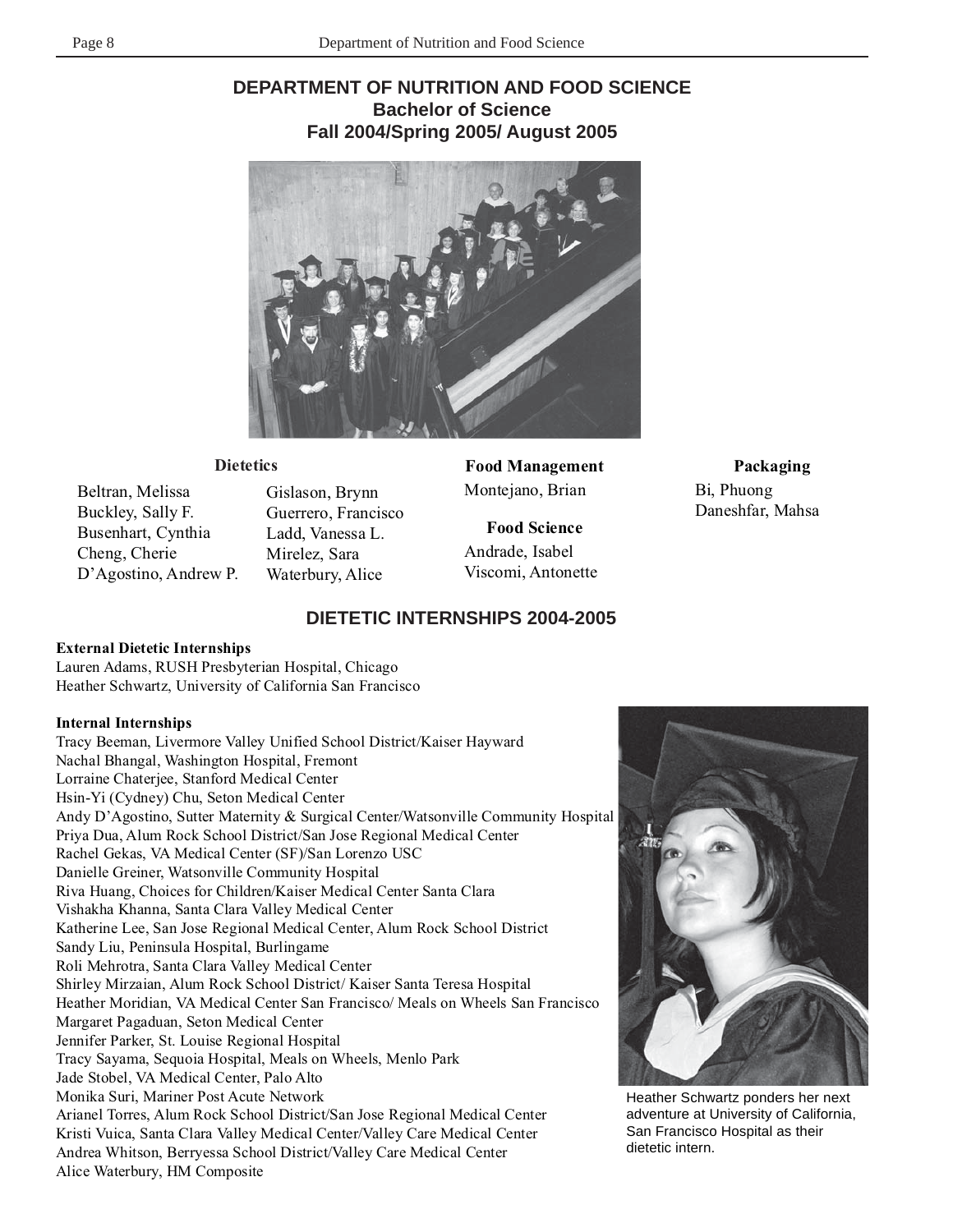# DEPARTMENT OF NUTRITION AND FOOD SCIENCE
## Bachelor of Science
## Fall 2004/Spring 2005/ August 2005

### Dietetics

Beltran, Melissa
Buckley, Sally F.
Busenhart, Cynthia
Cheng, Cherie
D'Agostino, Andrew P.
Gislason, Brynn
Guerrero, Francisco
Ladd, Vanessa L.
Mirelez, Sara
Waterbury, Alice

### Food Management

Montejano, Brian

### Food Science

Andrade, Isabel
Viscomi, Antonette

### Packaging

Bi, Phuong
Daneshfar, Mahsa

## DIETETIC INTERNSHIPS 2004-2005

**External Dietetic Internships**

Lauren Adams, RUSH Presbyterian Hospital, Chicago
Heather Schwartz, University of California San Francisco

**Internal Internships**

Tracy Beeman, Livermore Valley Unified School District/Kaiser Hayward
Nachal Bhangal, Washington Hospital, Fremont
Lorraine Chaterjee, Stanford Medical Center
Hsin-Yi (Cydney) Chu, Seton Medical Center
Andy D'Agostino, Sutter Maternity & Surgical Center/Watsonville Community Hospital
Priya Dua, Alum Rock School District/San Jose Regional Medical Center
Rachel Gekas, VA Medical Center (SF)/San Lorenzo USC
Danielle Greiner, Watsonville Community Hospital
Riva Huang, Choices for Children/Kaiser Medical Center Santa Clara
Vishakha Khanna, Santa Clara Valley Medical Center
Katherine Lee, San Jose Regional Medical Center, Alum Rock School District
Sandy Liu, Peninsula Hospital, Burlingame
Roli Mehrotra, Santa Clara Valley Medical Center
Shirley Mirzaian, Alum Rock School District/ Kaiser Santa Teresa Hospital
Heather Moridian, VA Medical Center San Francisco/ Meals on Wheels San Francisco
Margaret Pagaduan, Seton Medical Center
Jennifer Parker, St. Louise Regional Hospital
Tracy Sayama, Sequoia Hospital, Meals on Wheels, Menlo Park
Jade Stobel, VA Medical Center, Palo Alto
Monika Suri, Mariner Post Acute Network
Arianel Torres, Alum Rock School District/San Jose Regional Medical Center
Kristi Vuica, Santa Clara Valley Medical Center/Valley Care Medical Center
Andrea Whitson, Berryessa School District/Valley Care Medical Center
Alice Waterbury, HM Composite

Heather Schwartz ponders her next adventure at University of California, San Francisco Hospital as their dietetic intern.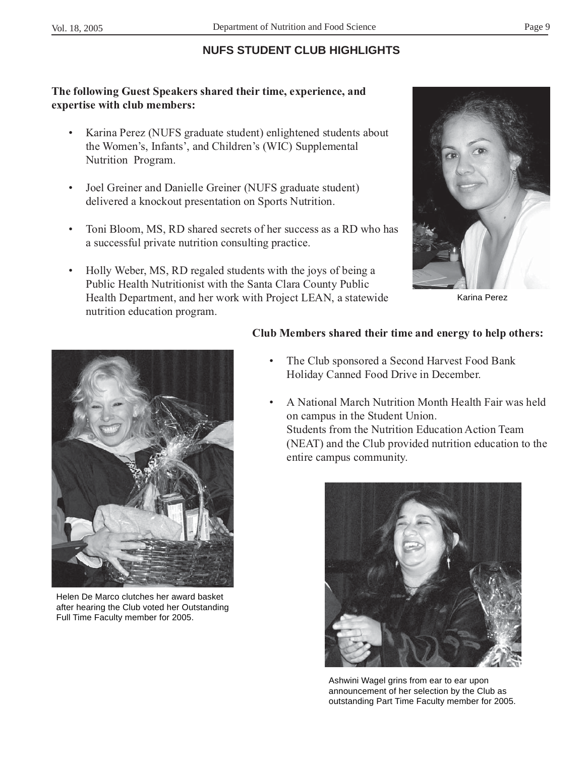## NUFS STUDENT CLUB HIGHLIGHTS

**The following Guest Speakers shared their time, experience, and expertise with club members:**

- Karina Perez (NUFS graduate student) enlightened students about the Women's, Infants', and Children's (WIC) Supplemental Nutrition Program.
- Joel Greiner and Danielle Greiner (NUFS graduate student) delivered a knockout presentation on Sports Nutrition.
- Toni Bloom, MS, RD shared secrets of her success as a RD who has a successful private nutrition consulting practice.
- Holly Weber, MS, RD regaled students with the joys of being a Public Health Nutritionist with the Santa Clara County Public Health Department, and her work with Project LEAN, a statewide nutrition education program.

Karina Perez

**Club Members shared their time and energy to help others:**

- The Club sponsored a Second Harvest Food Bank Holiday Canned Food Drive in December.
- A National March Nutrition Month Health Fair was held on campus in the Student Union. Students from the Nutrition Education Action Team (NEAT) and the Club provided nutrition education to the entire campus community.

Helen De Marco clutches her award basket after hearing the Club voted her Outstanding Full Time Faculty member for 2005.

Ashwini Wagel grins from ear to ear upon announcement of her selection by the Club as outstanding Part Time Faculty member for 2005.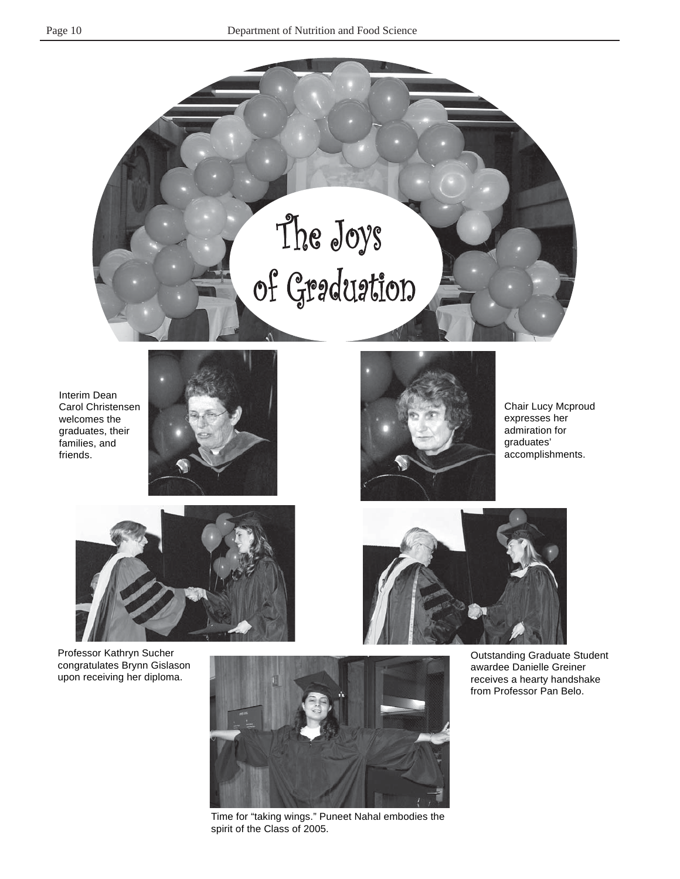# The Joys of Graduation

Interim Dean Carol Christensen welcomes the graduates, their families, and friends.

Chair Lucy Mcproud expresses her admiration for graduates' accomplishments.

Professor Kathryn Sucher congratulates Brynn Gislason upon receiving her diploma.

Outstanding Graduate Student awardee Danielle Greiner receives a hearty handshake from Professor Pan Belo.

Time for "taking wings." Puneet Nahal embodies the spirit of the Class of 2005.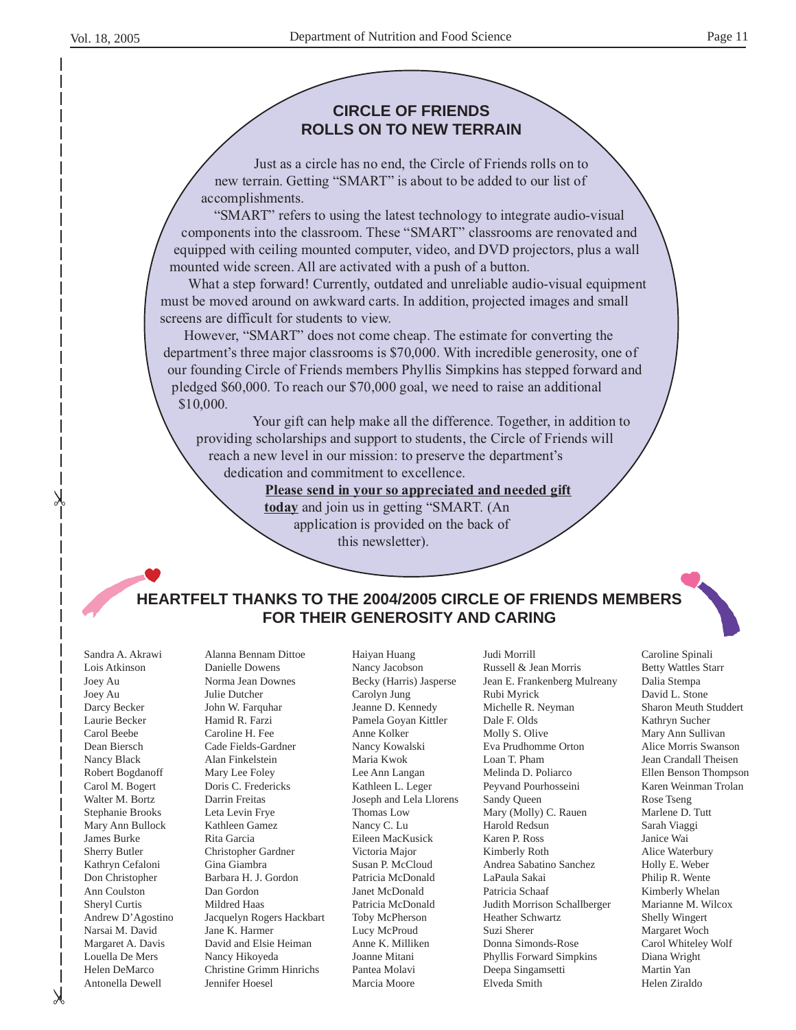## CIRCLE OF FRIENDS ROLLS ON TO NEW TERRAIN

Just as a circle has no end, the Circle of Friends rolls on to new terrain. Getting "SMART" is about to be added to our list of accomplishments.

"SMART" refers to using the latest technology to integrate audio-visual components into the classroom. These "SMART" classrooms are renovated and equipped with ceiling mounted computer, video, and DVD projectors, plus a wall mounted wide screen. All are activated with a push of a button.

What a step forward! Currently, outdated and unreliable audio-visual equipment must be moved around on awkward carts. In addition, projected images and small screens are difficult for students to view.

However, "SMART" does not come cheap. The estimate for converting the department's three major classrooms is $70,000. With incredible generosity, one of our founding Circle of Friends members Phyllis Simpkins has stepped forward and pledged $60,000. To reach our $70,000 goal, we need to raise an additional $10,000.

Your gift can help make all the difference. Together, in addition to providing scholarships and support to students, the Circle of Friends will reach a new level in our mission: to preserve the department's dedication and commitment to excellence.

**Please send in your so appreciated and needed gift today** and join us in getting "SMART. (An application is provided on the back of this newsletter).

## HEARTFELT THANKS TO THE 2004/2005 CIRCLE OF FRIENDS MEMBERS FOR THEIR GENEROSITY AND CARING

Sandra A. Akrawi
Lois Atkinson
Joey Au
Joey Au
Darcy Becker
Laurie Becker
Carol Beebe
Dean Biersch
Nancy Black
Robert Bogdanoff
Carol M. Bogert
Walter M. Bortz
Stephanie Brooks
Mary Ann Bullock
James Burke
Sherry Butler
Kathryn Cefaloni
Don Christopher
Ann Coulston
Sheryl Curtis
Andrew D'Agostino
Narsai M. David
Margaret A. Davis
Louella De Mers
Helen DeMarco
Antonella Dewell
Alanna Bennam Dittoe
Danielle Dowens
Norma Jean Downes
Julie Dutcher
John W. Farquhar
Hamid R. Farzi
Caroline H. Fee
Cade Fields-Gardner
Alan Finkelstein
Mary Lee Foley
Doris C. Fredericks
Darrin Freitas
Leta Levin Frye
Kathleen Gamez
Rita Garcia
Christopher Gardner
Gina Giambra
Barbara H. J. Gordon
Dan Gordon
Mildred Haas
Jacquelyn Rogers Hackbart
Jane K. Harmer
David and Elsie Heiman
Nancy Hikoyeda
Christine Grimm Hinrichs
Jennifer Hoesel
Haiyan Huang
Nancy Jacobson
Becky (Harris) Jasperse
Carolyn Jung
Jeanne D. Kennedy
Pamela Goyan Kittler
Anne Kolker
Nancy Kowalski
Maria Kwok
Lee Ann Langan
Kathleen L. Leger
Joseph and Lela Llorens
Thomas Low
Nancy C. Lu
Eileen MacKusick
Victoria Major
Susan P. McCloud
Patricia McDonald
Janet McDonald
Patricia McDonald
Toby McPherson
Lucy McProud
Anne K. Milliken
Joanne Mitani
Pantea Molavi
Marcia Moore
Judi Morrill
Russell & Jean Morris
Jean E. Frankenberg Mulreany
Rubi Myrick
Michelle R. Neyman
Dale F. Olds
Molly S. Olive
Eva Prudhomme Orton
Loan T. Pham
Melinda D. Poliarco
Peyvand Pourhosseini
Sandy Queen
Mary (Molly) C. Rauen
Harold Redsun
Karen P. Ross
Kimberly Roth
Andrea Sabatino Sanchez
LaPaula Sakai
Patricia Schaaf
Judith Morrison Schallberger
Heather Schwartz
Suzi Sherer
Donna Simonds-Rose
Phyllis Forward Simpkins
Deepa Singamsetti
Elveda Smith
Caroline Spinali
Betty Wattles Starr
Dalia Stempa
David L. Stone
Sharon Meuth Studdert
Kathryn Sucher
Mary Ann Sullivan
Alice Morris Swanson
Jean Crandall Theisen
Ellen Benson Thompson
Karen Weinman Trolan
Rose Tseng
Marlene D. Tutt
Sarah Viaggi
Janice Wai
Alice Waterbury
Holly E. Weber
Philip R. Wente
Kimberly Whelan
Marianne M. Wilcox
Shelly Wingert
Margaret Woch
Carol Whiteley Wolf
Diana Wright
Martin Yan
Helen Ziraldo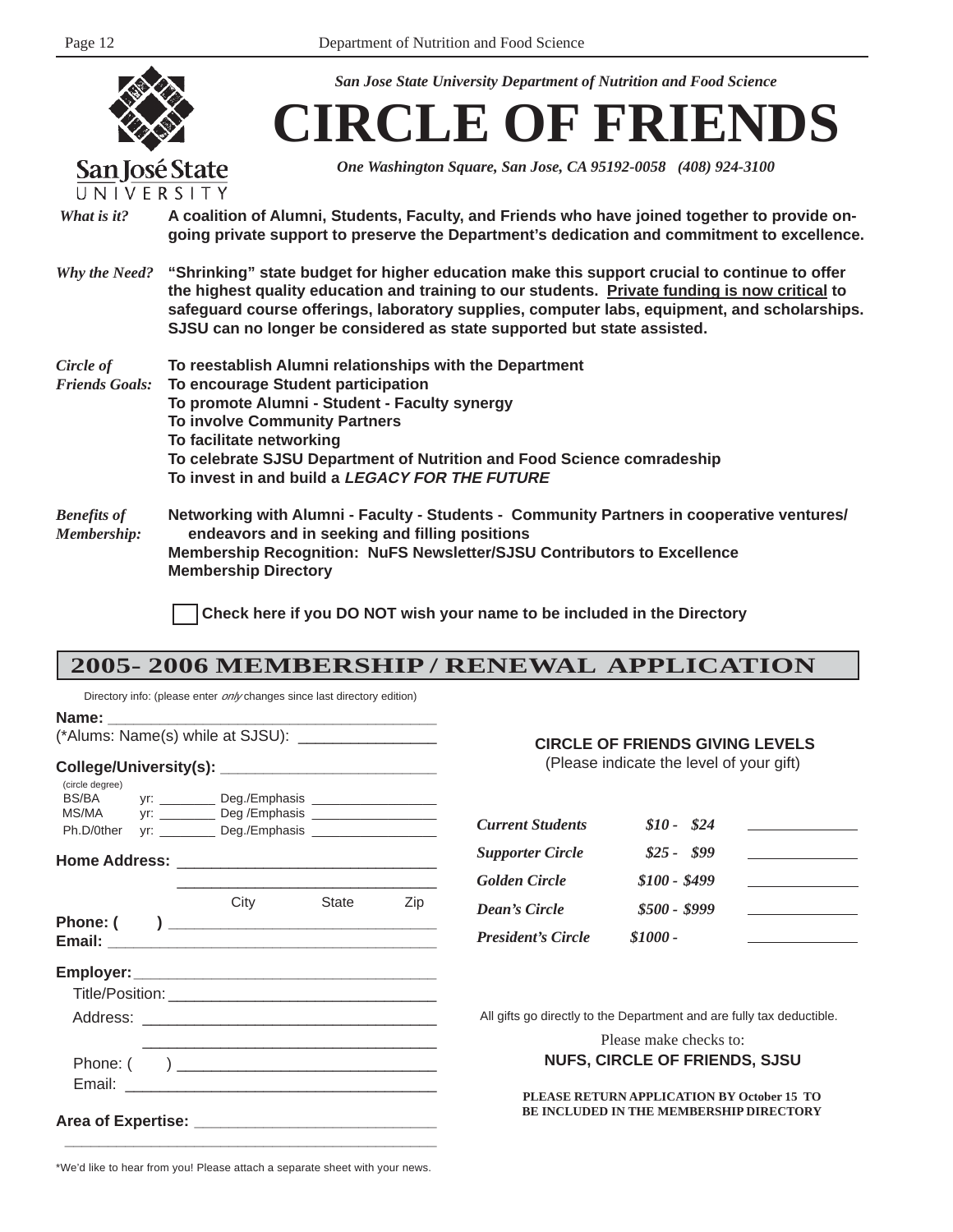*San Jose State University Department of Nutrition and Food Science*

# CIRCLE OF FRIENDS

*One Washington Square, San Jose, CA 95192-0058 (408) 924-3100*

San José State UNIVERSITY

*What is it?* **A coalition of Alumni, Students, Faculty, and Friends who have joined together to provide on-going private support to preserve the Department's dedication and commitment to excellence.**

*Why the Need?* **"Shrinking" state budget for higher education make this support crucial to continue to offer the highest quality education and training to our students. Private funding is now critical to safeguard course offerings, laboratory supplies, computer labs, equipment, and scholarships. SJSU can no longer be considered as state supported but state assisted.**

*Circle of Friends Goals:*
**To reestablish Alumni relationships with the Department**
**To encourage Student participation**
**To promote Alumni - Student - Faculty synergy**
**To involve Community Partners**
**To facilitate networking**
**To celebrate SJSU Department of Nutrition and Food Science comradeship**
**To invest in and build a *LEGACY FOR THE FUTURE***

*Benefits of Membership:*
**Networking with Alumni - Faculty - Students - Community Partners in cooperative ventures/ endeavors and in seeking and filling positions**
**Membership Recognition: NuFS Newsletter/SJSU Contributors to Excellence**
**Membership Directory**

☐ **Check here if you DO NOT wish your name to be included in the Directory**

## 2005- 2006 MEMBERSHIP / RENEWAL APPLICATION

Directory info: (please enter *only* changes since last directory edition)

**Name:** ___________________________________

(*Alums: Name(s) while at SJSU): ________________

**College/University(s):** _________________________

(circle degree)
BS/BA yr: ________ Deg./Emphasis _________________
MS/MA yr: ________ Deg /Emphasis _________________
Ph.D/0ther yr: ________ Deg./Emphasis _________________

**Home Address:** ______________________________
______________________________
City State Zip

**Phone: ( )** ______________________________

**Email:** ______________________________________

**Employer:** ___________________________________

Title/Position: _______________________________

Address: _________________________________
_________________________________

Phone: ( ) ______________________________

Email: __________________________________

**Area of Expertise:** ___________________________
______________________________________________

**CIRCLE OF FRIENDS GIVING LEVELS**
(Please indicate the level of your gift)

| | | |
|---|---|---|
| *Current Students* | *$10 - $24* | ________ |
| *Supporter Circle* | *$25 - $99* | ________ |
| *Golden Circle* | *$100 - $499* | ________ |
| *Dean's Circle* | *$500 - $999* | ________ |
| *President's Circle* | *$1000 -* | ________ |

All gifts go directly to the Department and are fully tax deductible.

Please make checks to:
**NUFS, CIRCLE OF FRIENDS, SJSU**

**PLEASE RETURN APPLICATION BY October 15 TO BE INCLUDED IN THE MEMBERSHIP DIRECTORY**

*We'd like to hear from you! Please attach a separate sheet with your news.